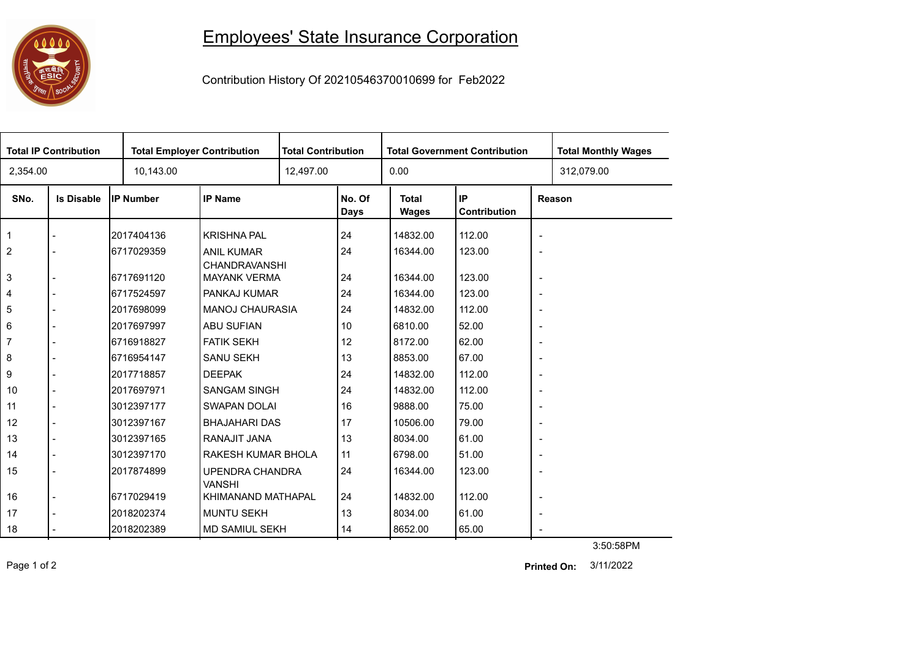# Employees' State Insurance Corporation

Contribution History Of 20210546370010699 for Feb2022

| Total IP Contribution | Total Employer Contribution | Total Contribution | Total Government Contribution | Total Monthly Wages |
|---|---|---|---|---|
| 2,354.00 | 10,143.00 | 12,497.00 | 0.00 | 312,079.00 |

| SNo. | Is Disable | IP Number | IP Name | No. Of Days | Total Wages | IP Contribution | Reason |
|---|---|---|---|---|---|---|---|
| 1 | - | 2017404136 | KRISHNA PAL | 24 | 14832.00 | 112.00 | - |
| 2 | - | 6717029359 | ANIL KUMAR CHANDRAVANSHI | 24 | 16344.00 | 123.00 | - |
| 3 | - | 6717691120 | MAYANK VERMA | 24 | 16344.00 | 123.00 | - |
| 4 | - | 6717524597 | PANKAJ KUMAR | 24 | 16344.00 | 123.00 | - |
| 5 | - | 2017698099 | MANOJ CHAURASIA | 24 | 14832.00 | 112.00 | - |
| 6 | - | 2017697997 | ABU SUFIAN | 10 | 6810.00 | 52.00 | - |
| 7 | - | 6716918827 | FATIK SEKH | 12 | 8172.00 | 62.00 | - |
| 8 | - | 6716954147 | SANU SEKH | 13 | 8853.00 | 67.00 | - |
| 9 | - | 2017718857 | DEEPAK | 24 | 14832.00 | 112.00 | - |
| 10 | - | 2017697971 | SANGAM SINGH | 24 | 14832.00 | 112.00 | - |
| 11 | - | 3012397177 | SWAPAN DOLAI | 16 | 9888.00 | 75.00 | - |
| 12 | - | 3012397167 | BHAJAHARI DAS | 17 | 10506.00 | 79.00 | - |
| 13 | - | 3012397165 | RANAJIT JANA | 13 | 8034.00 | 61.00 | - |
| 14 | - | 3012397170 | RAKESH KUMAR BHOLA | 11 | 6798.00 | 51.00 | - |
| 15 | - | 2017874899 | UPENDRA CHANDRA VANSHI | 24 | 16344.00 | 123.00 | - |
| 16 | - | 6717029419 | KHIMANAND MATHAPAL | 24 | 14832.00 | 112.00 | - |
| 17 | - | 2018202374 | MUNTU SEKH | 13 | 8034.00 | 61.00 | - |
| 18 | - | 2018202389 | MD SAMIUL SEKH | 14 | 8652.00 | 65.00 | - |

**Printed On:** 3/11/2022 3:50:58PM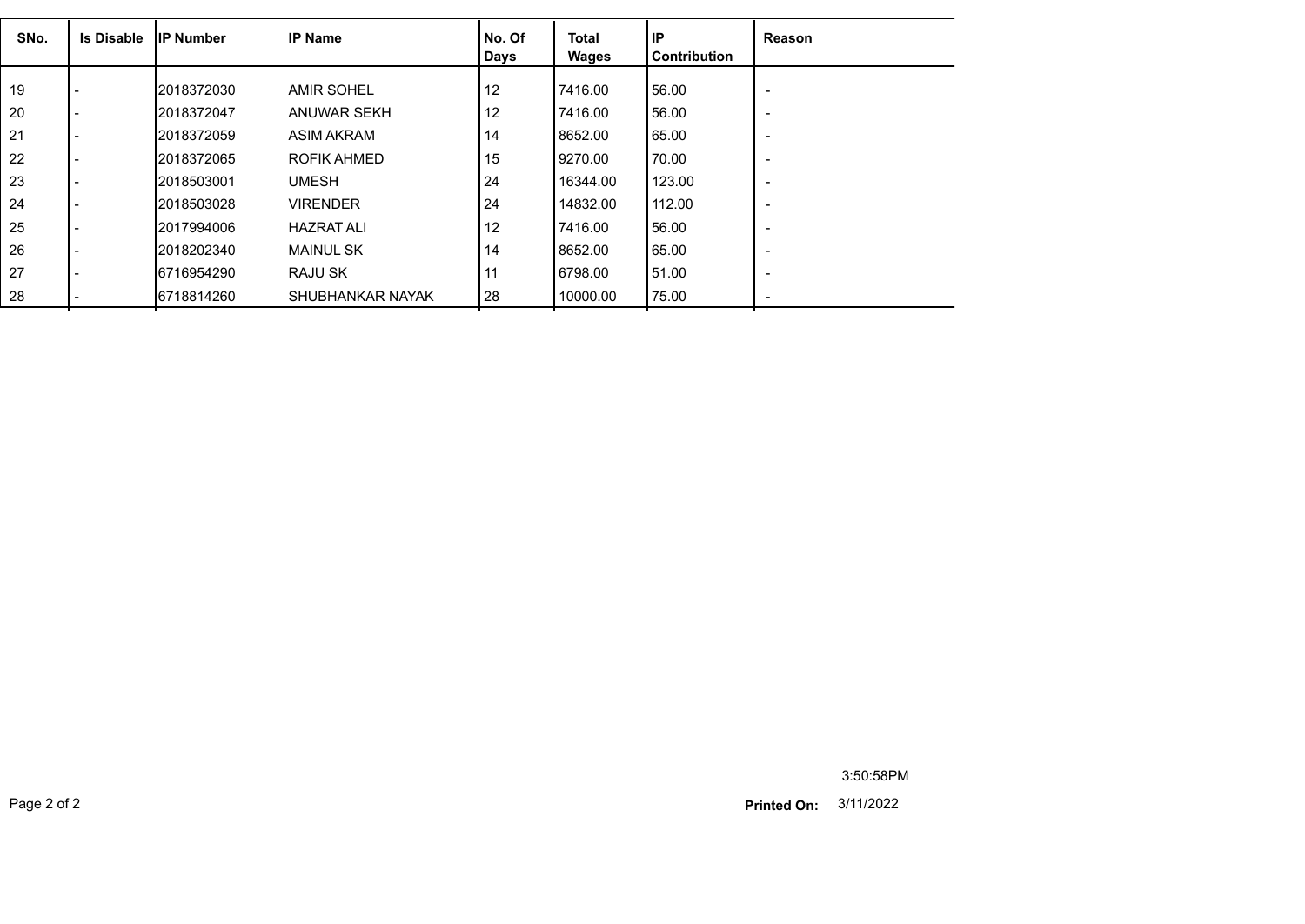| SNo. | Is Disable | IP Number | IP Name | No. Of Days | Total Wages | IP Contribution | Reason |
|---|---|---|---|---|---|---|---|
| 19 | - | 2018372030 | AMIR SOHEL | 12 | 7416.00 | 56.00 | - |
| 20 | - | 2018372047 | ANUWAR SEKH | 12 | 7416.00 | 56.00 | - |
| 21 | - | 2018372059 | ASIM AKRAM | 14 | 8652.00 | 65.00 | - |
| 22 | - | 2018372065 | ROFIK AHMED | 15 | 9270.00 | 70.00 | - |
| 23 | - | 2018503001 | UMESH | 24 | 16344.00 | 123.00 | - |
| 24 | - | 2018503028 | VIRENDER | 24 | 14832.00 | 112.00 | - |
| 25 | - | 2017994006 | HAZRAT ALI | 12 | 7416.00 | 56.00 | - |
| 26 | - | 2018202340 | MAINUL SK | 14 | 8652.00 | 65.00 | - |
| 27 | - | 6716954290 | RAJU SK | 11 | 6798.00 | 51.00 | - |
| 28 | - | 6718814260 | SHUBHANKAR NAYAK | 28 | 10000.00 | 75.00 | - |

3:50:58PM

**Printed On:** 3/11/2022